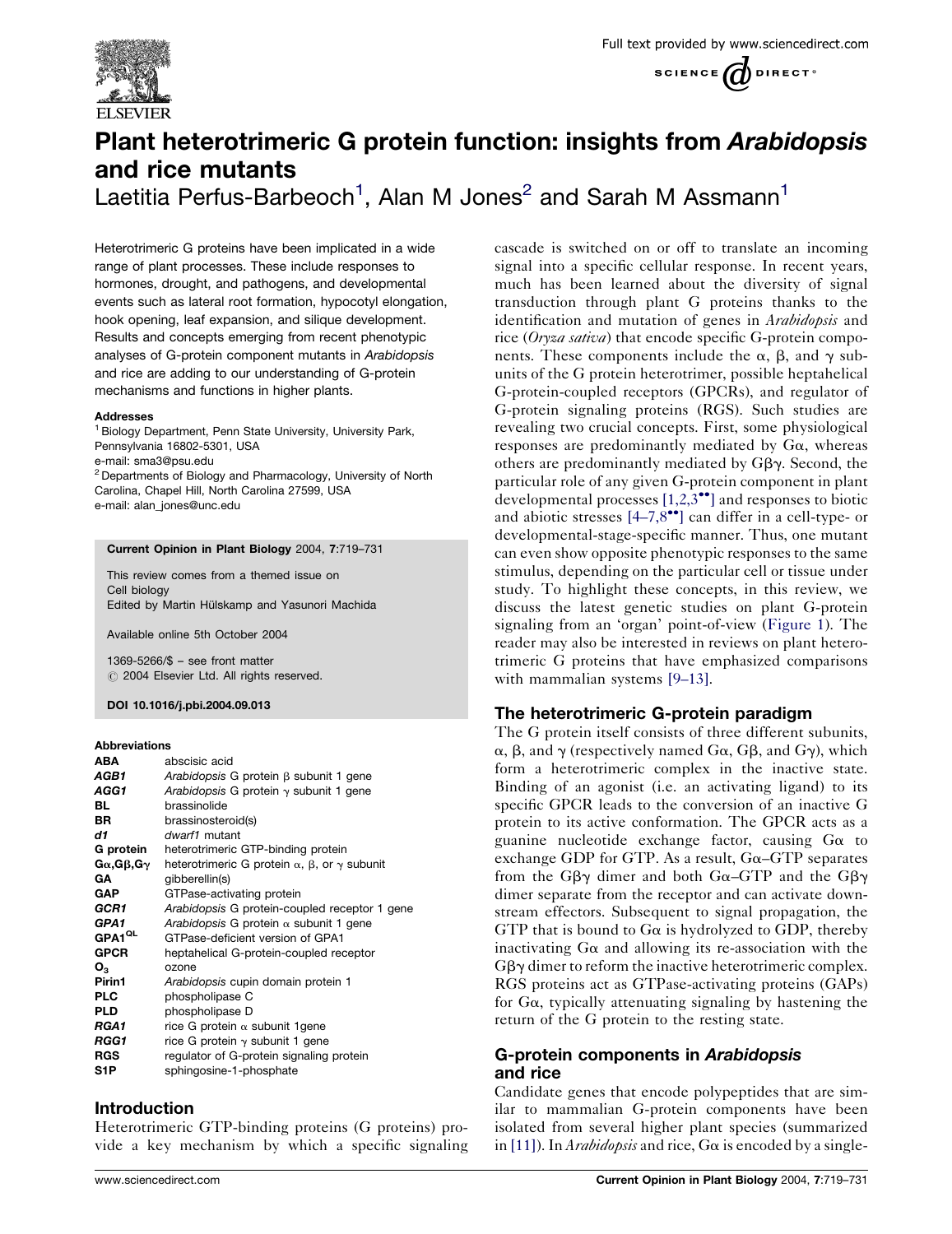# Plant heterotrimeric G protein function: insights from *Arabidopsis* and rice mutants

Laetitia Perfus-Barbeoch[1], Alan M Jones[2] and Sarah M Assmann[1]

Heterotrimeric G proteins have been implicated in a wide range of plant processes. These include responses to hormones, drought, and pathogens, and developmental events such as lateral root formation, hypocotyl elongation, hook opening, leaf expansion, and silique development. Results and concepts emerging from recent phenotypic analyses of G-protein component mutants in *Arabidopsis* and rice are adding to our understanding of G-protein mechanisms and functions in higher plants.

**Addresses**

[1] Biology Department, Penn State University, University Park, Pennsylvania 16802-5301, USA
e-mail: sma3@psu.edu
[2] Departments of Biology and Pharmacology, University of North Carolina, Chapel Hill, North Carolina 27599, USA
e-mail: alan_jones@unc.edu

**Current Opinion in Plant Biology** 2004, **7**:719–731

This review comes from a themed issue on Cell biology
Edited by Martin Hülskamp and Yasunori Machida

Available online 5th October 2004

1369-5266/$ – see front matter
© 2004 Elsevier Ltd. All rights reserved.

**DOI 10.1016/j.pbi.2004.09.013**

**Abbreviations**

| | |
|---|---|
| **ABA** | abscisic acid |
| ***AGB1*** | *Arabidopsis* G protein β subunit 1 gene |
| ***AGG1*** | *Arabidopsis* G protein γ subunit 1 gene |
| **BL** | brassinolide |
| **BR** | brassinosteroid(s) |
| ***d1*** | *dwarf1* mutant |
| **G protein** | heterotrimeric GTP-binding protein |
| **Gα,Gβ,Gγ** | heterotrimeric G protein α, β, or γ subunit |
| **GA** | gibberellin(s) |
| **GAP** | GTPase-activating protein |
| ***GCR1*** | *Arabidopsis* G protein-coupled receptor 1 gene |
| ***GPA1*** | *Arabidopsis* G protein α subunit 1 gene |
| **GPA1$^{QL}$** | GTPase-deficient version of GPA1 |
| **GPCR** | heptahelical G-protein-coupled receptor |
| **$O_3$** | ozone |
| **Pirin1** | *Arabidopsis* cupin domain protein 1 |
| **PLC** | phospholipase C |
| **PLD** | phospholipase D |
| ***RGA1*** | rice G protein α subunit 1gene |
| ***RGG1*** | rice G protein γ subunit 1 gene |
| **RGS** | regulator of G-protein signaling protein |
| **S1P** | sphingosine-1-phosphate |

## Introduction

Heterotrimeric GTP-binding proteins (G proteins) provide a key mechanism by which a specific signaling cascade is switched on or off to translate an incoming signal into a specific cellular response. In recent years, much has been learned about the diversity of signal transduction through plant G proteins thanks to the identification and mutation of genes in *Arabidopsis* and rice (*Oryza sativa*) that encode specific G-protein components. These components include the α, β, and γ subunits of the G protein heterotrimer, possible heptahelical G-protein-coupled receptors (GPCRs), and regulator of G-protein signaling proteins (RGS). Such studies are revealing two crucial concepts. First, some physiological responses are predominantly mediated by Gα, whereas others are predominantly mediated by Gβγ. Second, the particular role of any given G-protein component in plant developmental processes [1,2,3••] and responses to biotic and abiotic stresses [4–7,8••] can differ in a cell-type- or developmental-stage-specific manner. Thus, one mutant can even show opposite phenotypic responses to the same stimulus, depending on the particular cell or tissue under study. To highlight these concepts, in this review, we discuss the latest genetic studies on plant G-protein signaling from an 'organ' point-of-view (Figure 1). The reader may also be interested in reviews on plant heterotrimeric G proteins that have emphasized comparisons with mammalian systems [9–13].

## The heterotrimeric G-protein paradigm

The G protein itself consists of three different subunits, α, β, and γ (respectively named Gα, Gβ, and Gγ), which form a heterotrimeric complex in the inactive state. Binding of an agonist (i.e. an activating ligand) to its specific GPCR leads to the conversion of an inactive G protein to its active conformation. The GPCR acts as a guanine nucleotide exchange factor, causing Gα to exchange GDP for GTP. As a result, Gα–GTP separates from the Gβγ dimer and both Gα–GTP and the Gβγ dimer separate from the receptor and can activate downstream effectors. Subsequent to signal propagation, the GTP that is bound to Gα is hydrolyzed to GDP, thereby inactivating Gα and allowing its re-association with the Gβγ dimer to reform the inactive heterotrimeric complex. RGS proteins act as GTPase-activating proteins (GAPs) for Gα, typically attenuating signaling by hastening the return of the G protein to the resting state.

## G-protein components in *Arabidopsis* and rice

Candidate genes that encode polypeptides that are similar to mammalian G-protein components have been isolated from several higher plant species (summarized in [11]). In *Arabidopsis* and rice, Gα is encoded by a single-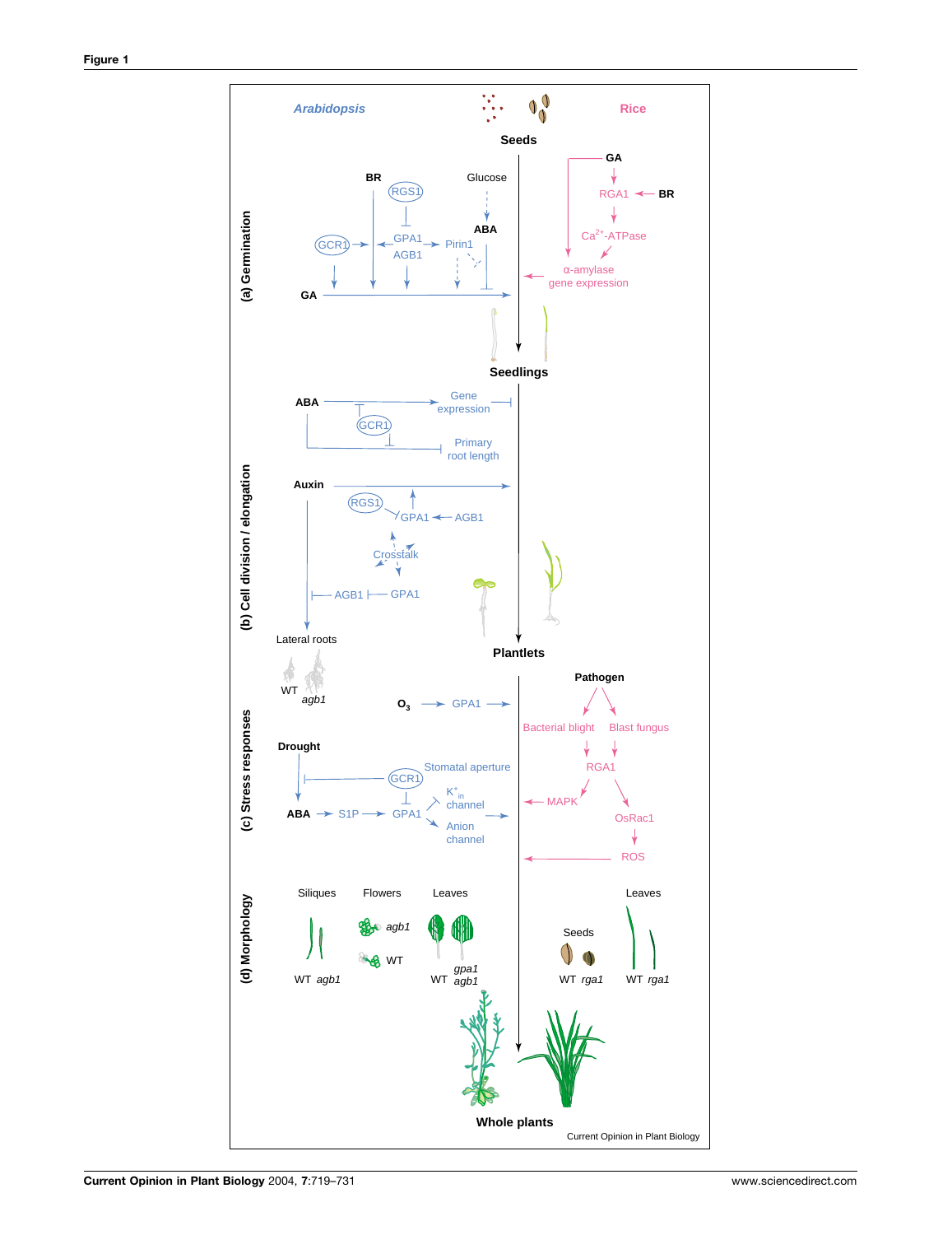Figure 1

Arabidopsis

Rice

Seeds

(a) Germination

BR

RGS1

Glucose

GCR1

GPA1

AGB1

Pirin1

ABA

GA

GA

RGA1

BR

$Ca^{2+}$-ATPase

α-amylase gene expression

Seedlings

(b) Cell division / elongation

ABA

Gene expression

GCR1

Primary root length

Auxin

RGS1

GPA1

AGB1

Crosstalk

AGB1

GPA1

Lateral roots

WT *agb1*

Plantlets

(c) Stress responses

$O_3$

GPA1

Pathogen

Bacterial blight

Blast fungus

RGA1

Drought

GCR1

Stomatal aperture

ABA

S1P

GPA1

$K^{+}_{in}$ channel

Anion channel

MAPK

OsRac1

ROS

(d) Morphology

Siliques

WT *agb1*

Flowers

*agb1*

WT

Leaves

WT *gpa1* *agb1*

Seeds

WT *rga1*

Leaves

WT *rga1*

Whole plants

Current Opinion in Plant Biology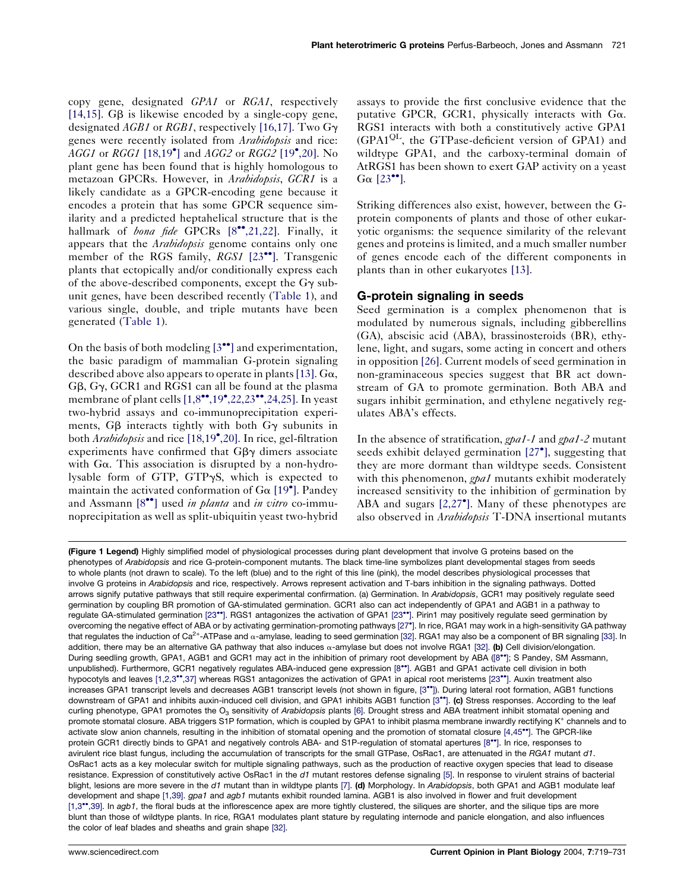copy gene, designated *GPA1* or *RGA1*, respectively [14,15]. Gβ is likewise encoded by a single-copy gene, designated *AGB1* or *RGB1*, respectively [16,17]. Two Gγ genes were recently isolated from *Arabidopsis* and rice: *AGG1* or *RGG1* [18,19•] and *AGG2* or *RGG2* [19•,20]. No plant gene has been found that is highly homologous to metazoan GPCRs. However, in *Arabidopsis*, *GCR1* is a likely candidate as a GPCR-encoding gene because it encodes a protein that has some GPCR sequence similarity and a predicted heptahelical structure that is the hallmark of *bona fide* GPCRs [8••,21,22]. Finally, it appears that the *Arabidopsis* genome contains only one member of the RGS family, *RGS1* [23••]. Transgenic plants that ectopically and/or conditionally express each of the above-described components, except the Gγ subunit genes, have been described recently (Table 1), and various single, double, and triple mutants have been generated (Table 1).

On the basis of both modeling [3••] and experimentation, the basic paradigm of mammalian G-protein signaling described above also appears to operate in plants [13]. Gα, Gβ, Gγ, GCR1 and RGS1 can all be found at the plasma membrane of plant cells [1,8••,19•,22,23••,24,25]. In yeast two-hybrid assays and co-immunoprecipitation experiments, Gβ interacts tightly with both Gγ subunits in both *Arabidopsis* and rice [18,19•,20]. In rice, gel-filtration experiments have confirmed that Gβγ dimers associate with Gα. This association is disrupted by a non-hydrolysable form of GTP, GTPγS, which is expected to maintain the activated conformation of Gα [19•]. Pandey and Assmann [8••] used *in planta* and *in vitro* co-immunoprecipitation as well as split-ubiquitin yeast two-hybrid assays to provide the first conclusive evidence that the putative GPCR, GCR1, physically interacts with Gα. RGS1 interacts with both a constitutively active GPA1 ($GPA1^{QL}$, the GTPase-deficient version of GPA1) and wildtype GPA1, and the carboxy-terminal domain of AtRGS1 has been shown to exert GAP activity on a yeast Gα [23••].

Striking differences also exist, however, between the G-protein components of plants and those of other eukaryotic organisms: the sequence similarity of the relevant genes and proteins is limited, and a much smaller number of genes encode each of the different components in plants than in other eukaryotes [13].

## G-protein signaling in seeds

Seed germination is a complex phenomenon that is modulated by numerous signals, including gibberellins (GA), abscisic acid (ABA), brassinosteroids (BR), ethylene, light, and sugars, some acting in concert and others in opposition [26]. Current models of seed germination in non-graminaceous species suggest that BR act downstream of GA to promote germination. Both ABA and sugars inhibit germination, and ethylene negatively regulates ABA's effects.

In the absence of stratification, *gpa1-1* and *gpa1-2* mutant seeds exhibit delayed germination [27•], suggesting that they are more dormant than wildtype seeds. Consistent with this phenomenon, *gpa1* mutants exhibit moderately increased sensitivity to the inhibition of germination by ABA and sugars [2,27•]. Many of these phenotypes are also observed in *Arabidopsis* T-DNA insertional mutants

**(Figure 1 Legend)** Highly simplified model of physiological processes during plant development that involve G proteins based on the phenotypes of *Arabidopsis* and rice G-protein-component mutants. The black time-line symbolizes plant developmental stages from seeds to whole plants (not drawn to scale). To the left (blue) and to the right of this line (pink), the model describes physiological processes that involve G proteins in *Arabidopsis* and rice, respectively. Arrows represent activation and T-bars inhibition in the signaling pathways. Dotted arrows signify putative pathways that still require experimental confirmation. **(a)** Germination. In *Arabidopsis*, GCR1 may positively regulate seed germination by coupling BR promotion of GA-stimulated germination. GCR1 also can act independently of GPA1 and AGB1 in a pathway to regulate GA-stimulated germination [23••]. RGS1 antagonizes the activation of GPA1 [23••]. Pirin1 may positively regulate seed germination by overcoming the negative effect of ABA or by activating germination-promoting pathways [27•]. In rice, RGA1 may work in a high-sensitivity GA pathway that regulates the induction of $Ca^{2+}$-ATPase and α-amylase, leading to seed germination [32]. RGA1 may also be a component of BR signaling [33]. In addition, there may be an alternative GA pathway that also induces α-amylase but does not involve RGA1 [32]. **(b)** Cell division/elongation. During seedling growth, GPA1, AGB1 and GCR1 may act in the inhibition of primary root development by ABA ([8••]; S Pandey, SM Assmann, unpublished). Furthermore, GCR1 negatively regulates ABA-induced gene expression [8••]. AGB1 and GPA1 activate cell division in both hypocotyls and leaves [1,2,3••,37] whereas RGS1 antagonizes the activation of GPA1 in apical root meristems [23••]. Auxin treatment also increases GPA1 transcript levels and decreases AGB1 transcript levels (not shown in figure, [3••]). During lateral root formation, AGB1 functions downstream of GPA1 and inhibits auxin-induced cell division, and GPA1 inhibits AGB1 function [3••]. **(c)** Stress responses. According to the leaf curling phenotype, GPA1 promotes the $O_3$ sensitivity of *Arabidopsis* plants [6]. Drought stress and ABA treatment inhibit stomatal opening and promote stomatal closure. ABA triggers S1P formation, which is coupled by GPA1 to inhibit plasma membrane inwardly rectifying $K^+$ channels and to activate slow anion channels, resulting in the inhibition of stomatal opening and the promotion of stomatal closure [4,45••]. The GPCR-like protein GCR1 directly binds to GPA1 and negatively controls ABA- and S1P-regulation of stomatal apertures [8••]. In rice, responses to avirulent rice blast fungus, including the accumulation of transcripts for the small GTPase, OsRac1, are attenuated in the *RGA1* mutant *d1*. OsRac1 acts as a key molecular switch for multiple signaling pathways, such as the production of reactive oxygen species that lead to disease resistance. Expression of constitutively active OsRac1 in the *d1* mutant restores defense signaling [5]. In response to virulent strains of bacterial blight, lesions are more severe in the *d1* mutant than in wildtype plants [7]. **(d)** Morphology. In *Arabidopsis*, both GPA1 and AGB1 modulate leaf development and shape [1,39]. *gpa1* and *agb1* mutants exhibit rounded lamina. AGB1 is also involved in flower and fruit development [1,3••,39]. In *agb1*, the floral buds at the inflorescence apex are more tightly clustered, the siliques are shorter, and the silique tips are more blunt than those of wildtype plants. In rice, RGA1 modulates plant stature by regulating internode and panicle elongation, and also influences the color of leaf blades and sheaths and grain shape [32].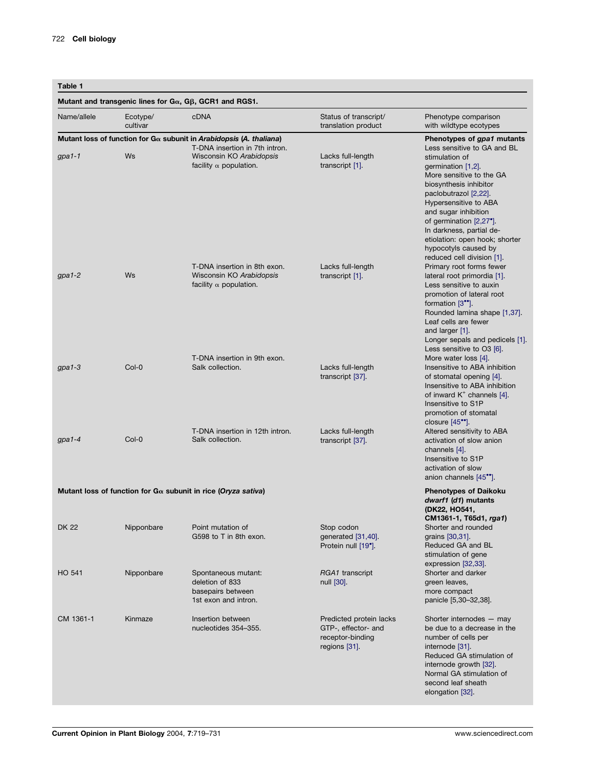**Table 1**

**Mutant and transgenic lines for Gα, Gβ, GCR1 and RGS1.**

| Name/allele | Ecotype/ cultivar | cDNA | Status of transcript/ translation product | Phenotype comparison with wildtype ecotypes |
|---|---|---|---|---|
| **Mutant loss of function for Gα subunit in *Arabidopsis* (*A. thaliana*)** | | | | **Phenotypes of *gpa1* mutants** |
| *gpa1-1* | Ws | T-DNA insertion in 7th intron. Wisconsin KO *Arabidopsis* facility α population. | Lacks full-length transcript [1]. | Less sensitive to GA and BL stimulation of germination [1,2]. More sensitive to the GA biosynthesis inhibitor paclobutrazol [2,22]. Hypersensitive to ABA and sugar inhibition of germination [2,27•]. In darkness, partial de-etiolation: open hook; shorter hypocotyls caused by reduced cell division [1]. |
| *gpa1-2* | Ws | T-DNA insertion in 8th exon. Wisconsin KO *Arabidopsis* facility α population. | Lacks full-length transcript [1]. | Primary root forms fewer lateral root primordia [1]. Less sensitive to auxin promotion of lateral root formation [3••]. Rounded lamina shape [1,37]. Leaf cells are fewer and larger [1]. Longer sepals and pedicels [1]. Less sensitive to O3 [6]. |
| *gpa1-3* | Col-0 | T-DNA insertion in 9th exon. Salk collection. | Lacks full-length transcript [37]. | More water loss [4]. Insensitive to ABA inhibition of stomatal opening [4]. Insensitive to ABA inhibition of inward $K^+$ channels [4]. Insensitive to S1P promotion of stomatal closure [45••]. |
| *gpa1-4* | Col-0 | T-DNA insertion in 12th intron. Salk collection. | Lacks full-length transcript [37]. | Altered sensitivity to ABA activation of slow anion channels [4]. Insensitive to S1P activation of slow anion channels [45••]. |
| **Mutant loss of function for Gα subunit in rice (*Oryza sativa*)** | | | | **Phenotypes of Daikoku *dwarf1* (*d1*) mutants (DK22, HO541, CM1361-1, T65d1, *rga1*)** |
| DK 22 | Nipponbare | Point mutation of G598 to T in 8th exon. | Stop codon generated [31,40]. Protein null [19•]. | Shorter and rounded grains [30,31]. Reduced GA and BL stimulation of gene expression [32,33]. |
| HO 541 | Nipponbare | Spontaneous mutant: deletion of 833 basepairs between 1st exon and intron. | *RGA1* transcript null [30]. | Shorter and darker green leaves, more compact panicle [5,30–32,38]. |
| CM 1361-1 | Kinmaze | Insertion between nucleotides 354–355. | Predicted protein lacks GTP-, effector- and receptor-binding regions [31]. | Shorter internodes — may be due to a decrease in the number of cells per internode [31]. Reduced GA stimulation of internode growth [32]. Normal GA stimulation of second leaf sheath elongation [32]. |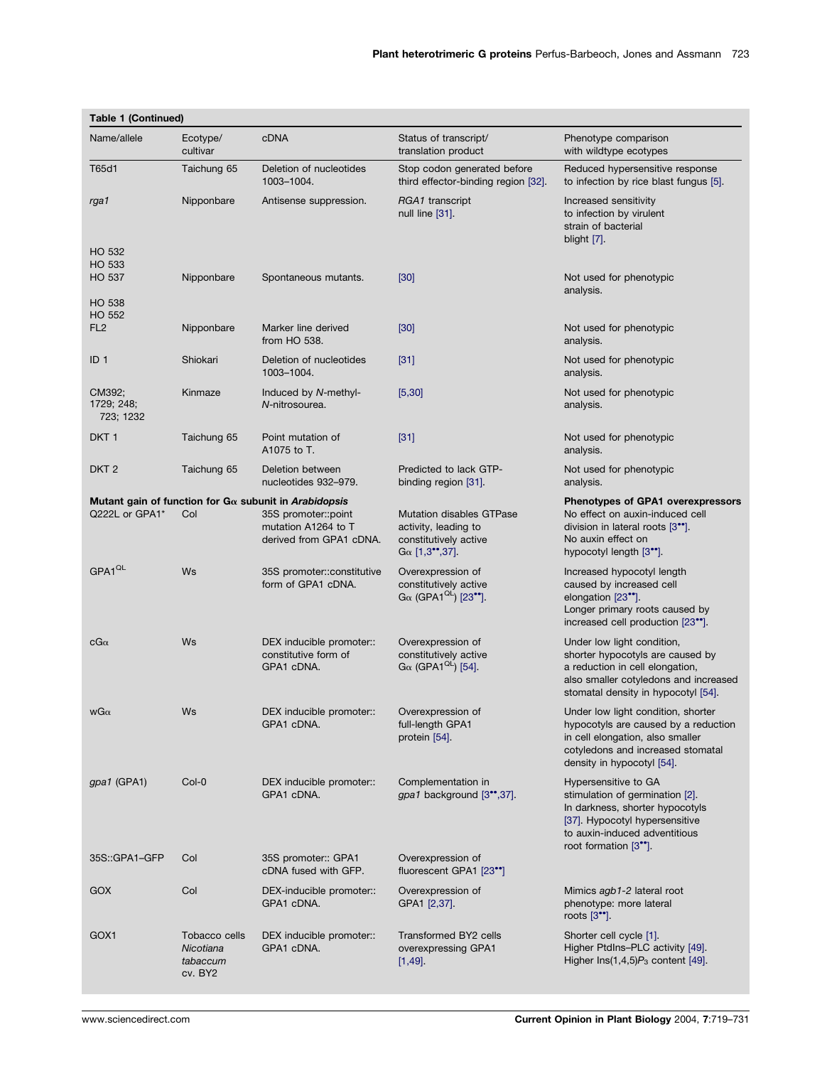**Table 1 (Continued)**

| Name/allele | Ecotype/ cultivar | cDNA | Status of transcript/ translation product | Phenotype comparison with wildtype ecotypes |
|---|---|---|---|---|
| T65d1 | Taichung 65 | Deletion of nucleotides 1003–1004. | Stop codon generated before third effector-binding region [32]. | Reduced hypersensitive response to infection by rice blast fungus [5]. |
| *rga1* | Nipponbare | Antisense suppression. | *RGA1* transcript null line [31]. | Increased sensitivity to infection by virulent strain of bacterial blight [7]. |
| HO 532 HO 533 HO 537 HO 538 HO 552 | Nipponbare | Spontaneous mutants. | [30] | Not used for phenotypic analysis. |
| FL2 | Nipponbare | Marker line derived from HO 538. | [30] | Not used for phenotypic analysis. |
| ID 1 | Shiokari | Deletion of nucleotides 1003–1004. | [31] | Not used for phenotypic analysis. |
| CM392; 1729; 248; 723; 1232 | Kinmaze | Induced by *N*-methyl-*N*-nitrosourea. | [5,30] | Not used for phenotypic analysis. |
| DKT 1 | Taichung 65 | Point mutation of A1075 to T. | [31] | Not used for phenotypic analysis. |
| DKT 2 | Taichung 65 | Deletion between nucleotides 932–979. | Predicted to lack GTP-binding region [31]. | Not used for phenotypic analysis. |
| ***Mutant gain of function for Gα subunit in Arabidopsis*** | | | | **Phenotypes of GPA1 overexpressors** |
| Q222L or GPA1* | Col | 35S promoter::point mutation A1264 to T derived from GPA1 cDNA. | Mutation disables GTPase activity, leading to constitutively active Gα [1,3••,37]. | No effect on auxin-induced cell division in lateral roots [3••]. No auxin effect on hypocotyl length [3••]. |
| GPA1[QL] | Ws | 35S promoter::constitutive form of GPA1 cDNA. | Overexpression of constitutively active Gα (GPA1[QL]) [23••]. | Increased hypocotyl length caused by increased cell elongation [23••]. Longer primary roots caused by increased cell production [23••]. |
| cGα | Ws | DEX inducible promoter:: constitutive form of GPA1 cDNA. | Overexpression of constitutively active Gα (GPA1[QL]) [54]. | Under low light condition, shorter hypocotyls are caused by a reduction in cell elongation, also smaller cotyledons and increased stomatal density in hypocotyl [54]. |
| wGα | Ws | DEX inducible promoter:: GPA1 cDNA. | Overexpression of full-length GPA1 protein [54]. | Under low light condition, shorter hypocotyls are caused by a reduction in cell elongation, also smaller cotyledons and increased stomatal density in hypocotyl [54]. |
| *gpa1* (GPA1) | Col-0 | DEX inducible promoter:: GPA1 cDNA. | Complementation in *gpa1* background [3••,37]. | Hypersensitive to GA stimulation of germination [2]. In darkness, shorter hypocotyls [37]. Hypocotyl hypersensitive to auxin-induced adventitious root formation [3••]. |
| 35S::GPA1–GFP | Col | 35S promoter:: GPA1 cDNA fused with GFP. | Overexpression of fluorescent GPA1 [23••] | |
| GOX | Col | DEX-inducible promoter:: GPA1 cDNA. | Overexpression of GPA1 [2,37]. | Mimics *agb1-2* lateral root phenotype: more lateral roots [3••]. |
| GOX1 | Tobacco cells *Nicotiana tabaccum* cv. BY2 | DEX inducible promoter:: GPA1 cDNA. | Transformed BY2 cells overexpressing GPA1 [1,49]. | Shorter cell cycle [1]. Higher PtdIns–PLC activity [49]. Higher Ins(1,4,5)$P_3$ content [49]. |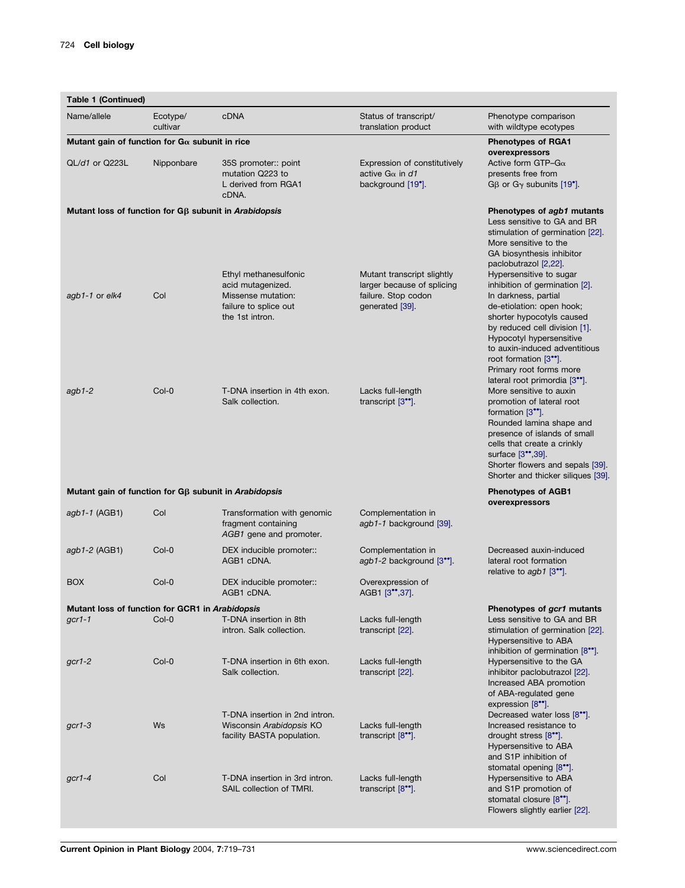**Table 1 (Continued)**

| Name/allele | Ecotype/ cultivar | cDNA | Status of transcript/ translation product | Phenotype comparison with wildtype ecotypes |
|---|---|---|---|---|
| **Mutant gain of function for Gα subunit in rice** | | | | **Phenotypes of RGA1 overexpressors** |
| QL/*d1* or Q223L | Nipponbare | 35S promoter:: point mutation Q223 to L derived from RGA1 cDNA. | Expression of constitutively active Gα in *d1* background [19•]. | Active form GTP–Gα presents free from Gβ or Gγ subunits [19•]. |
| **Mutant loss of function for Gβ subunit in *Arabidopsis*** | | | | **Phenotypes of *agb1* mutants** Less sensitive to GA and BR stimulation of germination [22]. More sensitive to the GA biosynthesis inhibitor paclobutrazol [2,22]. Hypersensitive to sugar inhibition of germination [2]. In darkness, partial de-etiolation: open hook; shorter hypocotyls caused by reduced cell division [1]. Hypocotyl hypersensitive to auxin-induced adventitious root formation [3••]. Primary root forms more lateral root primordia [3••]. More sensitive to auxin promotion of lateral root formation [3••]. Rounded lamina shape and presence of islands of small cells that create a crinkly surface [3••,39]. Shorter flowers and sepals [39]. Shorter and thicker siliques [39]. |
| *agb1-1* or *elk4* | Col | Ethyl methanesulfonic acid mutagenized. Missense mutation: failure to splice out the 1st intron. | Mutant transcript slightly larger because of splicing failure. Stop codon generated [39]. | |
| *agb1-2* | Col-0 | T-DNA insertion in 4th exon. Salk collection. | Lacks full-length transcript [3••]. | |
| **Mutant gain of function for Gβ subunit in *Arabidopsis*** | | | | **Phenotypes of AGB1 overexpressors** |
| *agb1-1* (AGB1) | Col | Transformation with genomic fragment containing *AGB1* gene and promoter. | Complementation in *agb1-1* background [39]. | |
| *agb1-2* (AGB1) | Col-0 | DEX inducible promoter:: AGB1 cDNA. | Complementation in *agb1-2* background [3••]. | Decreased auxin-induced lateral root formation relative to *agb1* [3••]. |
| BOX | Col-0 | DEX inducible promoter:: AGB1 cDNA. | Overexpression of AGB1 [3••,37]. | |
| **Mutant loss of function for GCR1 in *Arabidopsis*** | | | | **Phenotypes of *gcr1* mutants** Less sensitive to GA and BR stimulation of germination [22]. Hypersensitive to ABA inhibition of germination [8••]. Hypersensitive to the GA inhibitor paclobutrazol [22]. Increased ABA promotion of ABA-regulated gene expression [8••]. Decreased water loss [8••]. Increased resistance to drought stress [8••]. Hypersensitive to ABA and S1P inhibition of stomatal opening [8••]. Hypersensitive to ABA and S1P promotion of stomatal closure [8••]. Flowers slightly earlier [22]. |
| *gcr1-1* | Col-0 | T-DNA insertion in 8th intron. Salk collection. | Lacks full-length transcript [22]. | |
| *gcr1-2* | Col-0 | T-DNA insertion in 6th exon. Salk collection. | Lacks full-length transcript [22]. | |
| *gcr1-3* | Ws | T-DNA insertion in 2nd intron. Wisconsin *Arabidopsis* KO facility BASTA population. | Lacks full-length transcript [8••]. | |
| *gcr1-4* | Col | T-DNA insertion in 3rd intron. SAIL collection of TMRI. | Lacks full-length transcript [8••]. | |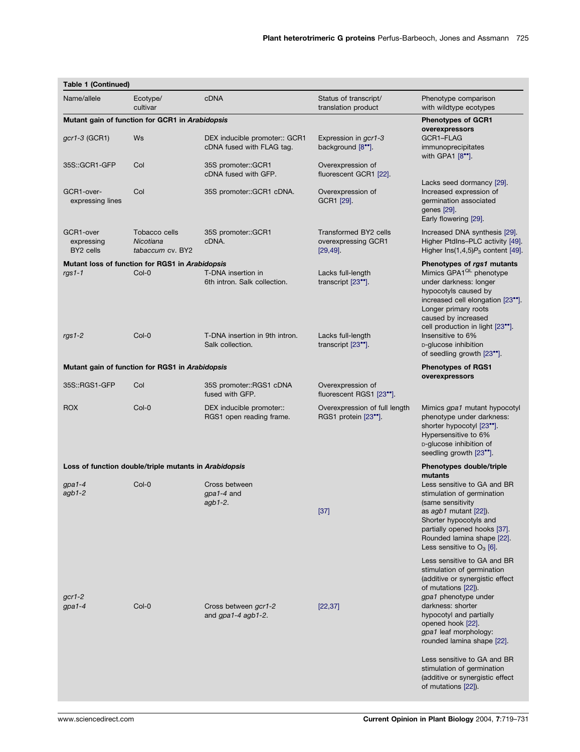**Table 1 (Continued)**

| Name/allele | Ecotype/ cultivar | cDNA | Status of transcript/ translation product | Phenotype comparison with wildtype ecotypes |
|---|---|---|---|---|
| **Mutant gain of function for GCR1 in *Arabidopsis*** | | | | **Phenotypes of GCR1 overexpressors** |
| *gcr1-3* (GCR1) | Ws | DEX inducible promoter:: GCR1 cDNA fused with FLAG tag. | Expression in *gcr1-3* background [8••]. | GCR1–FLAG immunoprecipitates with GPA1 [8••]. |
| 35S::GCR1-GFP | Col | 35S promoter::GCR1 cDNA fused with GFP. | Overexpression of fluorescent GCR1 [22]. | |
| GCR1-over-expressing lines | Col | 35S promoter::GCR1 cDNA. | Overexpression of GCR1 [29]. | Lacks seed dormancy [29]. Increased expression of germination associated genes [29]. Early flowering [29]. |
| GCR1-over expressing BY2 cells | Tobacco cells *Nicotiana tabaccum* cv. BY2 | 35S promoter::GCR1 cDNA. | Transformed BY2 cells overexpressing GCR1 [29,49]. | Increased DNA synthesis [29]. Higher PtdIns–PLC activity [49]. Higher Ins(1,4,5)$P_3$ content [49]. |
| **Mutant loss of function for RGS1 in *Arabidopsis*** | | | | **Phenotypes of *rgs1* mutants** |
| *rgs1-1* | Col-0 | T-DNA insertion in 6th intron. Salk collection. | Lacks full-length transcript [23••]. | Mimics GPA1$^{QL}$ phenotype under darkness: longer hypocotyls caused by increased cell elongation [23••]. Longer primary roots caused by increased cell production in light [23••]. |
| *rgs1-2* | Col-0 | T-DNA insertion in 9th intron. Salk collection. | Lacks full-length transcript [23••]. | Insensitive to 6% D-glucose inhibition of seedling growth [23••]. |
| **Mutant gain of function for RGS1 in *Arabidopsis*** | | | | **Phenotypes of RGS1 overexpressors** |
| 35S::RGS1-GFP | Col | 35S promoter::RGS1 cDNA fused with GFP. | Overexpression of fluorescent RGS1 [23••]. | |
| ROX | Col-0 | DEX inducible promoter:: RGS1 open reading frame. | Overexpression of full length RGS1 protein [23••]. | Mimics *gpa1* mutant hypocotyl phenotype under darkness: shorter hypocotyl [23••]. Hypersensitive to 6% D-glucose inhibition of seedling growth [23••]. |
| **Loss of function double/triple mutants in *Arabidopsis*** | | | | **Phenotypes double/triple mutants** |
| *gpa1-4* *agb1-2* | Col-0 | Cross between *gpa1-4* and *agb1-2*. | [37] | Less sensitive to GA and BR stimulation of germination (same sensitivity as *agb1* mutant [22]). Shorter hypocotyls and partially opened hooks [37]. Rounded lamina shape [22]. Less sensitive to $O_3$ [6]. |
| *gcr1-2* *gpa1-4* | Col-0 | Cross between *gcr1-2* and *gpa1-4 agb1-2*. | [22,37] | Less sensitive to GA and BR stimulation of germination (additive or synergistic effect of mutations [22]). *gpa1* phenotype under darkness: shorter hypocotyl and partially opened hook [22]. *gpa1* leaf morphology: rounded lamina shape [22]. |
| | | | | Less sensitive to GA and BR stimulation of germination (additive or synergistic effect of mutations [22]). |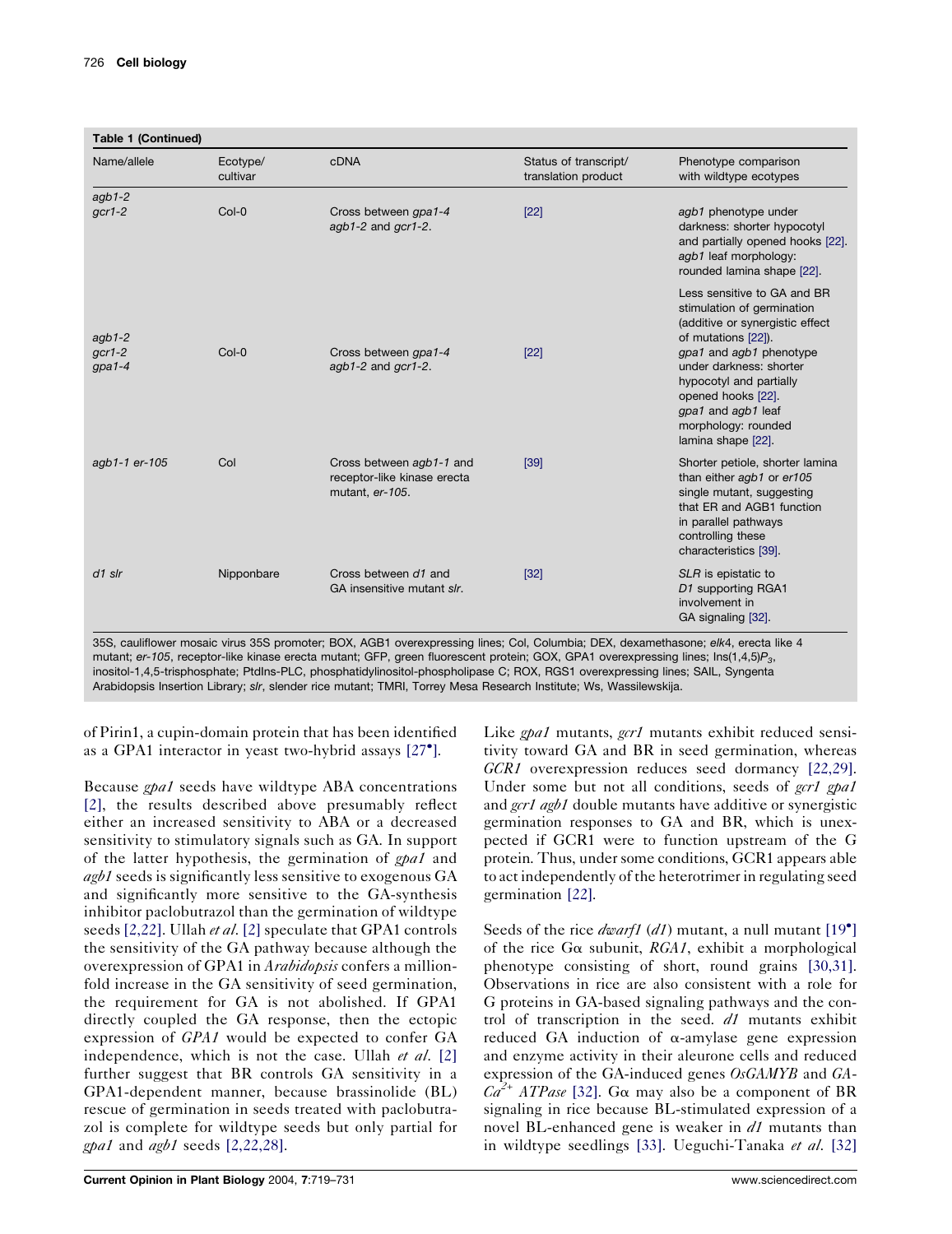**Table 1 (Continued)**

| Name/allele | Ecotype/ cultivar | cDNA | Status of transcript/ translation product | Phenotype comparison with wildtype ecotypes |
|---|---|---|---|---|
| *agb1-2 gcr1-2* | Col-0 | Cross between *gpa1-4 agb1-2* and *gcr1-2*. | [22] | *agb1* phenotype under darkness: shorter hypocotyl and partially opened hooks [22]. *agb1* leaf morphology: rounded lamina shape [22]. |
| *agb1-2 gcr1-2 gpa1-4* | Col-0 | Cross between *gpa1-4 agb1-2* and *gcr1-2*. | [22] | Less sensitive to GA and BR stimulation of germination (additive or synergistic effect of mutations [22]). *gpa1* and *agb1* phenotype under darkness: shorter hypocotyl and partially opened hooks [22]. *gpa1* and *agb1* leaf morphology: rounded lamina shape [22]. |
| *agb1-1 er-105* | Col | Cross between *agb1-1* and receptor-like kinase erecta mutant, *er-105*. | [39] | Shorter petiole, shorter lamina than either *agb1* or *er105* single mutant, suggesting that ER and AGB1 function in parallel pathways controlling these characteristics [39]. |
| *d1 slr* | Nipponbare | Cross between *d1* and GA insensitive mutant *slr*. | [32] | *SLR* is epistatic to *D1* supporting RGA1 involvement in GA signaling [32]. |

35S, cauliflower mosaic virus 35S promoter; BOX, AGB1 overexpressing lines; Col, Columbia; DEX, dexamethasone; *elk4*, erecta like 4 mutant; *er-105*, receptor-like kinase erecta mutant; GFP, green fluorescent protein; GOX, GPA1 overexpressing lines; Ins(1,4,5)$P_3$, inositol-1,4,5-trisphosphate; PtdIns-PLC, phosphatidylinositol-phospholipase C; ROX, RGS1 overexpressing lines; SAIL, Syngenta Arabidopsis Insertion Library; *slr*, slender rice mutant; TMRI, Torrey Mesa Research Institute; Ws, Wassilewskija.

of Pirin1, a cupin-domain protein that has been identified as a GPA1 interactor in yeast two-hybrid assays [27•].

Because *gpa1* seeds have wildtype ABA concentrations [2], the results described above presumably reflect either an increased sensitivity to ABA or a decreased sensitivity to stimulatory signals such as GA. In support of the latter hypothesis, the germination of *gpa1* and *agb1* seeds is significantly less sensitive to exogenous GA and significantly more sensitive to the GA-synthesis inhibitor paclobutrazol than the germination of wildtype seeds [2,22]. Ullah *et al.* [2] speculate that GPA1 controls the sensitivity of the GA pathway because although the overexpression of GPA1 in *Arabidopsis* confers a million-fold increase in the GA sensitivity of seed germination, the requirement for GA is not abolished. If GPA1 directly coupled the GA response, then the ectopic expression of *GPA1* would be expected to confer GA independence, which is not the case. Ullah *et al.* [2] further suggest that BR controls GA sensitivity in a GPA1-dependent manner, because brassinolide (BL) rescue of germination in seeds treated with paclobutrazol is complete for wildtype seeds but only partial for *gpa1* and *agb1* seeds [2,22,28].

Like *gpa1* mutants, *gcr1* mutants exhibit reduced sensitivity toward GA and BR in seed germination, whereas *GCR1* overexpression reduces seed dormancy [22,29]. Under some but not all conditions, seeds of *gcr1 gpa1* and *gcr1 agb1* double mutants have additive or synergistic germination responses to GA and BR, which is unexpected if GCR1 were to function upstream of the G protein. Thus, under some conditions, GCR1 appears able to act independently of the heterotrimer in regulating seed germination [22].

Seeds of the rice *dwarf1* (*d1*) mutant, a null mutant [19•] of the rice Gα subunit, *RGA1*, exhibit a morphological phenotype consisting of short, round grains [30,31]. Observations in rice are also consistent with a role for G proteins in GA-based signaling pathways and the control of transcription in the seed. *d1* mutants exhibit reduced GA induction of α-amylase gene expression and enzyme activity in their aleurone cells and reduced expression of the GA-induced genes *OsGAMYB* and *GA-$Ca^{2+}$ ATPase* [32]. Gα may also be a component of BR signaling in rice because BL-stimulated expression of a novel BL-enhanced gene is weaker in *d1* mutants than in wildtype seedlings [33]. Ueguchi-Tanaka *et al.* [32]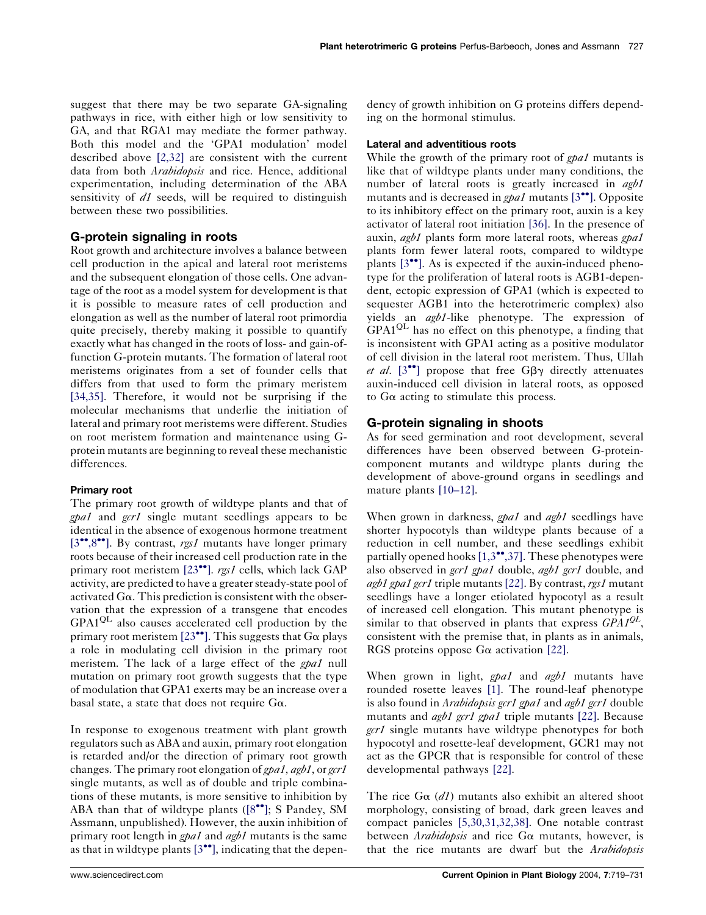suggest that there may be two separate GA-signaling pathways in rice, with either high or low sensitivity to GA, and that RGA1 may mediate the former pathway. Both this model and the 'GPA1 modulation' model described above [2,32] are consistent with the current data from both *Arabidopsis* and rice. Hence, additional experimentation, including determination of the ABA sensitivity of *d1* seeds, will be required to distinguish between these two possibilities.

## G-protein signaling in roots

Root growth and architecture involves a balance between cell production in the apical and lateral root meristems and the subsequent elongation of those cells. One advantage of the root as a model system for development is that it is possible to measure rates of cell production and elongation as well as the number of lateral root primordia quite precisely, thereby making it possible to quantify exactly what has changed in the roots of loss- and gain-of-function G-protein mutants. The formation of lateral root meristems originates from a set of founder cells that differs from that used to form the primary meristem [34,35]. Therefore, it would not be surprising if the molecular mechanisms that underlie the initiation of lateral and primary root meristems were different. Studies on root meristem formation and maintenance using G-protein mutants are beginning to reveal these mechanistic differences.

### Primary root

The primary root growth of wildtype plants and that of *gpa1* and *gcr1* single mutant seedlings appears to be identical in the absence of exogenous hormone treatment [3••,8••]. By contrast, *rgs1* mutants have longer primary roots because of their increased cell production rate in the primary root meristem [23••]. *rgs1* cells, which lack GAP activity, are predicted to have a greater steady-state pool of activated Gα. This prediction is consistent with the observation that the expression of a transgene that encodes $GPA1^{QL}$ also causes accelerated cell production by the primary root meristem [23••]. This suggests that Gα plays a role in modulating cell division in the primary root meristem. The lack of a large effect of the *gpa1* null mutation on primary root growth suggests that the type of modulation that GPA1 exerts may be an increase over a basal state, a state that does not require Gα.

In response to exogenous treatment with plant growth regulators such as ABA and auxin, primary root elongation is retarded and/or the direction of primary root growth changes. The primary root elongation of *gpa1*, *agb1*, or *gcr1* single mutants, as well as of double and triple combinations of these mutants, is more sensitive to inhibition by ABA than that of wildtype plants ([8••]; S Pandey, SM Assmann, unpublished). However, the auxin inhibition of primary root length in *gpa1* and *agb1* mutants is the same as that in wildtype plants [3••], indicating that the dependency of growth inhibition on G proteins differs depending on the hormonal stimulus.

### Lateral and adventitious roots

While the growth of the primary root of *gpa1* mutants is like that of wildtype plants under many conditions, the number of lateral roots is greatly increased in *agb1* mutants and is decreased in *gpa1* mutants [3••]. Opposite to its inhibitory effect on the primary root, auxin is a key activator of lateral root initiation [36]. In the presence of auxin, *agb1* plants form more lateral roots, whereas *gpa1* plants form fewer lateral roots, compared to wildtype plants [3••]. As is expected if the auxin-induced phenotype for the proliferation of lateral roots is AGB1-dependent, ectopic expression of GPA1 (which is expected to sequester AGB1 into the heterotrimeric complex) also yields an *agb1*-like phenotype. The expression of $GPA1^{QL}$ has no effect on this phenotype, a finding that is inconsistent with GPA1 acting as a positive modulator of cell division in the lateral root meristem. Thus, Ullah *et al.* [3••] propose that free Gβγ directly attenuates auxin-induced cell division in lateral roots, as opposed to Gα acting to stimulate this process.

## G-protein signaling in shoots

As for seed germination and root development, several differences have been observed between G-protein-component mutants and wildtype plants during the development of above-ground organs in seedlings and mature plants [10–12].

When grown in darkness, *gpa1* and *agb1* seedlings have shorter hypocotyls than wildtype plants because of a reduction in cell number, and these seedlings exhibit partially opened hooks [1,3••,37]. These phenotypes were also observed in *gcr1 gpa1* double, *agb1 gcr1* double, and *agb1 gpa1 gcr1* triple mutants [22]. By contrast, *rgs1* mutant seedlings have a longer etiolated hypocotyl as a result of increased cell elongation. This mutant phenotype is similar to that observed in plants that express *$GPA1^{QL}$*, consistent with the premise that, in plants as in animals, RGS proteins oppose Gα activation [22].

When grown in light, *gpa1* and *agb1* mutants have rounded rosette leaves [1]. The round-leaf phenotype is also found in *Arabidopsis gcr1 gpa1* and *agb1 gcr1* double mutants and *agb1 gcr1 gpa1* triple mutants [22]. Because *gcr1* single mutants have wildtype phenotypes for both hypocotyl and rosette-leaf development, GCR1 may not act as the GPCR that is responsible for control of these developmental pathways [22].

The rice Gα (*d1*) mutants also exhibit an altered shoot morphology, consisting of broad, dark green leaves and compact panicles [5,30,31,32,38]. One notable contrast between *Arabidopsis* and rice Gα mutants, however, is that the rice mutants are dwarf but the *Arabidopsis*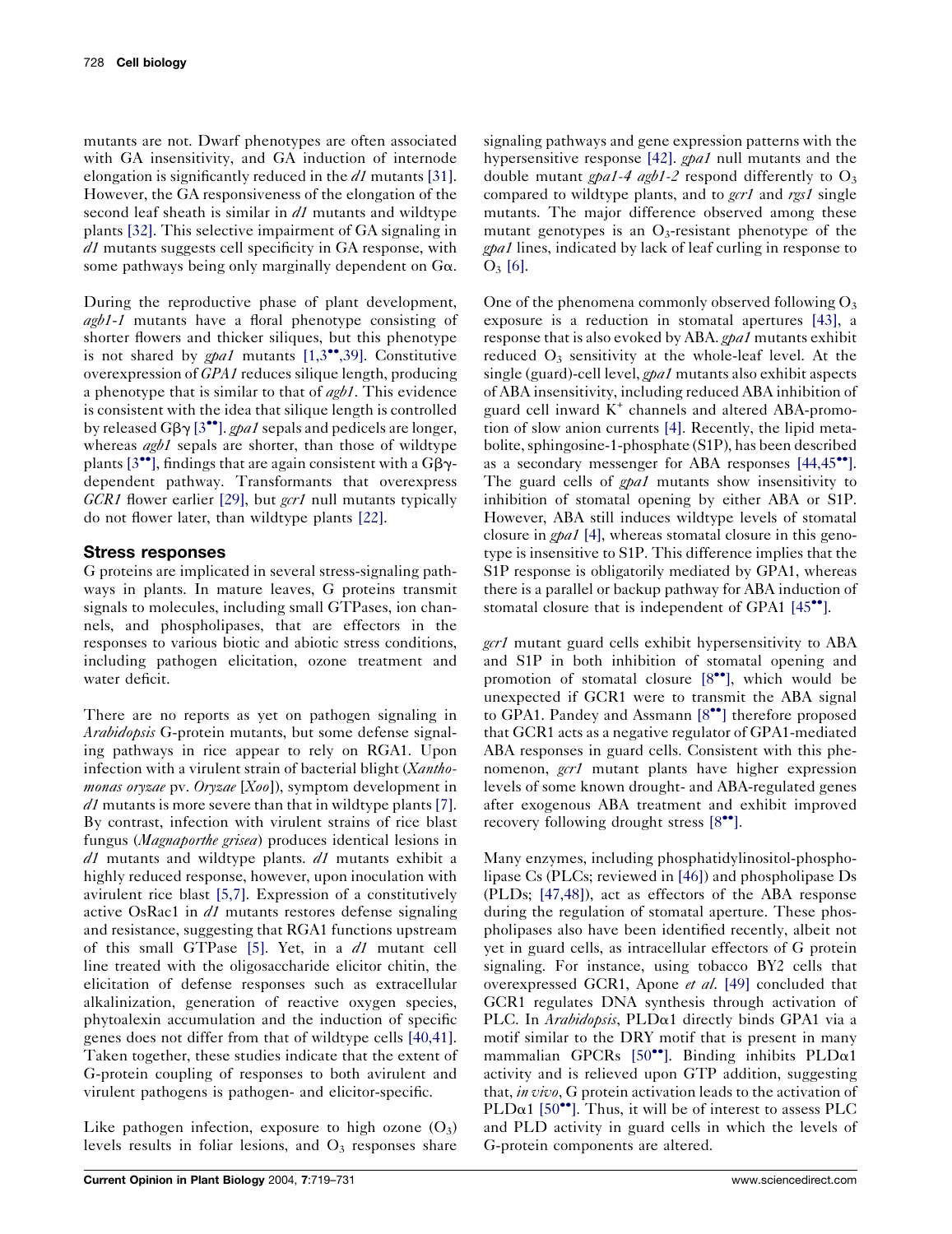mutants are not. Dwarf phenotypes are often associated with GA insensitivity, and GA induction of internode elongation is significantly reduced in the *d1* mutants [31]. However, the GA responsiveness of the elongation of the second leaf sheath is similar in *d1* mutants and wildtype plants [32]. This selective impairment of GA signaling in *d1* mutants suggests cell specificity in GA response, with some pathways being only marginally dependent on Gα.

During the reproductive phase of plant development, *agb1-1* mutants have a floral phenotype consisting of shorter flowers and thicker siliques, but this phenotype is not shared by *gpa1* mutants [1,3••,39]. Constitutive overexpression of *GPA1* reduces silique length, producing a phenotype that is similar to that of *agb1*. This evidence is consistent with the idea that silique length is controlled by released Gβγ [3••]. *gpa1* sepals and pedicels are longer, whereas *agb1* sepals are shorter, than those of wildtype plants [3••], findings that are again consistent with a Gβγ-dependent pathway. Transformants that overexpress *GCR1* flower earlier [29], but *gcr1* null mutants typically do not flower later, than wildtype plants [22].

## Stress responses

G proteins are implicated in several stress-signaling pathways in plants. In mature leaves, G proteins transmit signals to molecules, including small GTPases, ion channels, and phospholipases, that are effectors in the responses to various biotic and abiotic stress conditions, including pathogen elicitation, ozone treatment and water deficit.

There are no reports as yet on pathogen signaling in *Arabidopsis* G-protein mutants, but some defense signaling pathways in rice appear to rely on RGA1. Upon infection with a virulent strain of bacterial blight (*Xanthomonas oryzae* pv. *Oryzae* [*Xoo*]), symptom development in *d1* mutants is more severe than that in wildtype plants [7]. By contrast, infection with virulent strains of rice blast fungus (*Magnaporthe grisea*) produces identical lesions in *d1* mutants and wildtype plants. *d1* mutants exhibit a highly reduced response, however, upon inoculation with avirulent rice blast [5,7]. Expression of a constitutively active OsRac1 in *d1* mutants restores defense signaling and resistance, suggesting that RGA1 functions upstream of this small GTPase [5]. Yet, in a *d1* mutant cell line treated with the oligosaccharide elicitor chitin, the elicitation of defense responses such as extracellular alkalinization, generation of reactive oxygen species, phytoalexin accumulation and the induction of specific genes does not differ from that of wildtype cells [40,41]. Taken together, these studies indicate that the extent of G-protein coupling of responses to both avirulent and virulent pathogens is pathogen- and elicitor-specific.

Like pathogen infection, exposure to high ozone ($O_3$) levels results in foliar lesions, and $O_3$ responses share signaling pathways and gene expression patterns with the hypersensitive response [42]. *gpa1* null mutants and the double mutant *gpa1-4 agb1-2* respond differently to $O_3$ compared to wildtype plants, and to *gcr1* and *rgs1* single mutants. The major difference observed among these mutant genotypes is an $O_3$-resistant phenotype of the *gpa1* lines, indicated by lack of leaf curling in response to $O_3$ [6].

One of the phenomena commonly observed following $O_3$ exposure is a reduction in stomatal apertures [43], a response that is also evoked by ABA. *gpa1* mutants exhibit reduced $O_3$ sensitivity at the whole-leaf level. At the single (guard)-cell level, *gpa1* mutants also exhibit aspects of ABA insensitivity, including reduced ABA inhibition of guard cell inward $K^+$ channels and altered ABA-promotion of slow anion currents [4]. Recently, the lipid metabolite, sphingosine-1-phosphate (S1P), has been described as a secondary messenger for ABA responses [44,45••]. The guard cells of *gpa1* mutants show insensitivity to inhibition of stomatal opening by either ABA or S1P. However, ABA still induces wildtype levels of stomatal closure in *gpa1* [4], whereas stomatal closure in this genotype is insensitive to S1P. This difference implies that the S1P response is obligatorily mediated by GPA1, whereas there is a parallel or backup pathway for ABA induction of stomatal closure that is independent of GPA1 [45••].

*gcr1* mutant guard cells exhibit hypersensitivity to ABA and S1P in both inhibition of stomatal opening and promotion of stomatal closure [8••], which would be unexpected if GCR1 were to transmit the ABA signal to GPA1. Pandey and Assmann [8••] therefore proposed that GCR1 acts as a negative regulator of GPA1-mediated ABA responses in guard cells. Consistent with this phenomenon, *gcr1* mutant plants have higher expression levels of some known drought- and ABA-regulated genes after exogenous ABA treatment and exhibit improved recovery following drought stress [8••].

Many enzymes, including phosphatidylinositol-phospholipase Cs (PLCs; reviewed in [46]) and phospholipase Ds (PLDs; [47,48]), act as effectors of the ABA response during the regulation of stomatal aperture. These phospholipases also have been identified recently, albeit not yet in guard cells, as intracellular effectors of G protein signaling. For instance, using tobacco BY2 cells that overexpressed GCR1, Apone *et al.* [49] concluded that GCR1 regulates DNA synthesis through activation of PLC. In *Arabidopsis*, PLDα1 directly binds GPA1 via a motif similar to the DRY motif that is present in many mammalian GPCRs [50••]. Binding inhibits PLDα1 activity and is relieved upon GTP addition, suggesting that, *in vivo*, G protein activation leads to the activation of PLDα1 [50••]. Thus, it will be of interest to assess PLC and PLD activity in guard cells in which the levels of G-protein components are altered.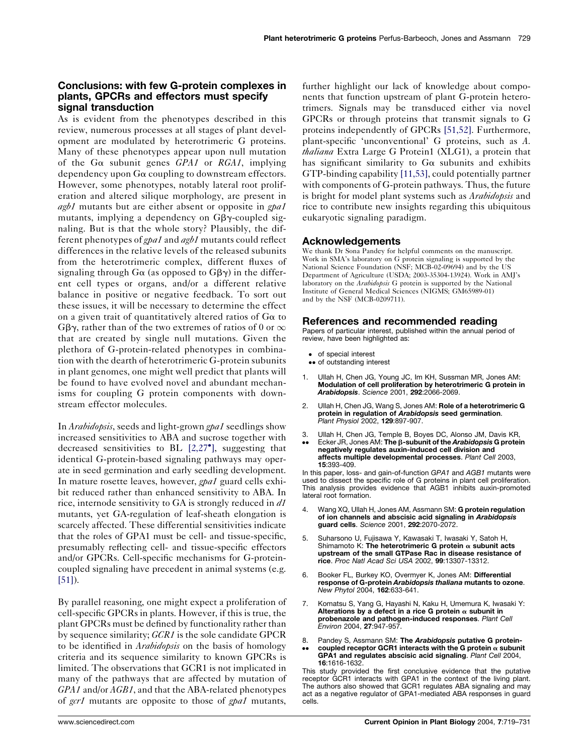## Conclusions: with few G-protein complexes in plants, GPCRs and effectors must specify signal transduction

As is evident from the phenotypes described in this review, numerous processes at all stages of plant development are modulated by heterotrimeric G proteins. Many of these phenotypes appear upon null mutation of the Gα subunit genes *GPA1* or *RGA1*, implying dependency upon Gα coupling to downstream effectors. However, some phenotypes, notably lateral root proliferation and altered silique morphology, are present in *agb1* mutants but are either absent or opposite in *gpa1* mutants, implying a dependency on Gβγ-coupled signaling. But is that the whole story? Plausibly, the different phenotypes of *gpa1* and *agb1* mutants could reflect differences in the relative levels of the released subunits from the heterotrimeric complex, different fluxes of signaling through Gα (as opposed to Gβγ) in the different cell types or organs, and/or a different relative balance in positive or negative feedback. To sort out these issues, it will be necessary to determine the effect on a given trait of quantitatively altered ratios of Gα to Gβγ, rather than of the two extremes of ratios of 0 or $\infty$ that are created by single null mutations. Given the plethora of G-protein-related phenotypes in combination with the dearth of heterotrimeric G-protein subunits in plant genomes, one might well predict that plants will be found to have evolved novel and abundant mechanisms for coupling G protein components with downstream effector molecules.

In *Arabidopsis*, seeds and light-grown *gpa1* seedlings show increased sensitivities to ABA and sucrose together with decreased sensitivities to BL [2,27•], suggesting that identical G-protein-based signaling pathways may operate in seed germination and early seedling development. In mature rosette leaves, however, *gpa1* guard cells exhibit reduced rather than enhanced sensitivity to ABA. In rice, internode sensitivity to GA is strongly reduced in *d1* mutants, yet GA-regulation of leaf-sheath elongation is scarcely affected. These differential sensitivities indicate that the roles of GPA1 must be cell- and tissue-specific, presumably reflecting cell- and tissue-specific effectors and/or GPCRs. Cell-specific mechanisms for G-protein-coupled signaling have precedent in animal systems (e.g. [51]).

By parallel reasoning, one might expect a proliferation of cell-specific GPCRs in plants. However, if this is true, the plant GPCRs must be defined by functionality rather than by sequence similarity; *GCR1* is the sole candidate GPCR to be identified in *Arabidopsis* on the basis of homology criteria and its sequence similarity to known GPCRs is limited. The observations that GCR1 is not implicated in many of the pathways that are affected by mutation of *GPA1* and/or *AGB1*, and that the ABA-related phenotypes of *gcr1* mutants are opposite to those of *gpa1* mutants, further highlight our lack of knowledge about components that function upstream of plant G-protein heterotrimers. Signals may be transduced either via novel GPCRs or through proteins that transmit signals to G proteins independently of GPCRs [51,52]. Furthermore, plant-specific 'unconventional' G proteins, such as *A. thaliana* Extra Large G Protein1 (XLG1), a protein that has significant similarity to Gα subunits and exhibits GTP-binding capability [11,53], could potentially partner with components of G-protein pathways. Thus, the future is bright for model plant systems such as *Arabidopsis* and rice to contribute new insights regarding this ubiquitous eukaryotic signaling paradigm.

## Acknowledgements

We thank Dr Sona Pandey for helpful comments on the manuscript. Work in SMA's laboratory on G protein signaling is supported by the National Science Foundation (NSF; MCB-02-09694) and by the US Department of Agriculture (USDA; 2003-35304-13924). Work in AMJ's laboratory on the *Arabidopsis* G protein is supported by the National Institute of General Medical Sciences (NIGMS; GM65989-01) and by the NSF (MCB-0209711).

## References and recommended reading

Papers of particular interest, published within the annual period of review, have been highlighted as:

- • of special interest
- •• of outstanding interest

1. Ullah H, Chen JG, Young JC, Im KH, Sussman MR, Jones AM: **Modulation of cell proliferation by heterotrimeric G protein in *Arabidopsis***. *Science* 2001, **292**:2066-2069.

2. Ullah H, Chen JG, Wang S, Jones AM: **Role of a heterotrimeric G protein in regulation of *Arabidopsis* seed germination**. *Plant Physiol* 2002, **129**:897-907.

3. •• Ullah H, Chen JG, Temple B, Boyes DC, Alonso JM, Davis KR, Ecker JR, Jones AM: **The β-subunit of the *Arabidopsis* G protein negatively regulates auxin-induced cell division and affects multiple developmental processes**. *Plant Cell* 2003, **15**:393-409.

In this paper, loss- and gain-of-function *GPA1* and *AGB1* mutants were used to dissect the specific role of G proteins in plant cell proliferation. This analysis provides evidence that AGB1 inhibits auxin-promoted lateral root formation.

4. Wang XQ, Ullah H, Jones AM, Assmann SM: **G protein regulation of ion channels and abscisic acid signaling in *Arabidopsis* guard cells**. *Science* 2001, **292**:2070-2072.

5. Suharsono U, Fujisawa Y, Kawasaki T, Iwasaki Y, Satoh H, Shimamoto K: **The heterotrimeric G protein α subunit acts upstream of the small GTPase Rac in disease resistance of rice**. *Proc Natl Acad Sci USA* 2002, **99**:13307-13312.

6. Booker FL, Burkey KO, Overmyer K, Jones AM: **Differential response of G-protein *Arabidopsis thaliana* mutants to ozone**. *New Phytol* 2004, **162**:633-641.

7. Komatsu S, Yang G, Hayashi N, Kaku H, Umemura K, Iwasaki Y: **Alterations by a defect in a rice G protein α subunit in probenazole and pathogen-induced responses**. *Plant Cell Environ* 2004, **27**:947-957.

8. •• Pandey S, Assmann SM: **The *Arabidopsis* putative G protein-coupled receptor GCR1 interacts with the G protein α subunit GPA1 and regulates abscisic acid signaling**. *Plant Cell* 2004, **16**:1616-1632.

This study provided the first conclusive evidence that the putative receptor GCR1 interacts with GPA1 in the context of the living plant. The authors also showed that GCR1 regulates ABA signaling and may act as a negative regulator of GPA1-mediated ABA responses in guard cells.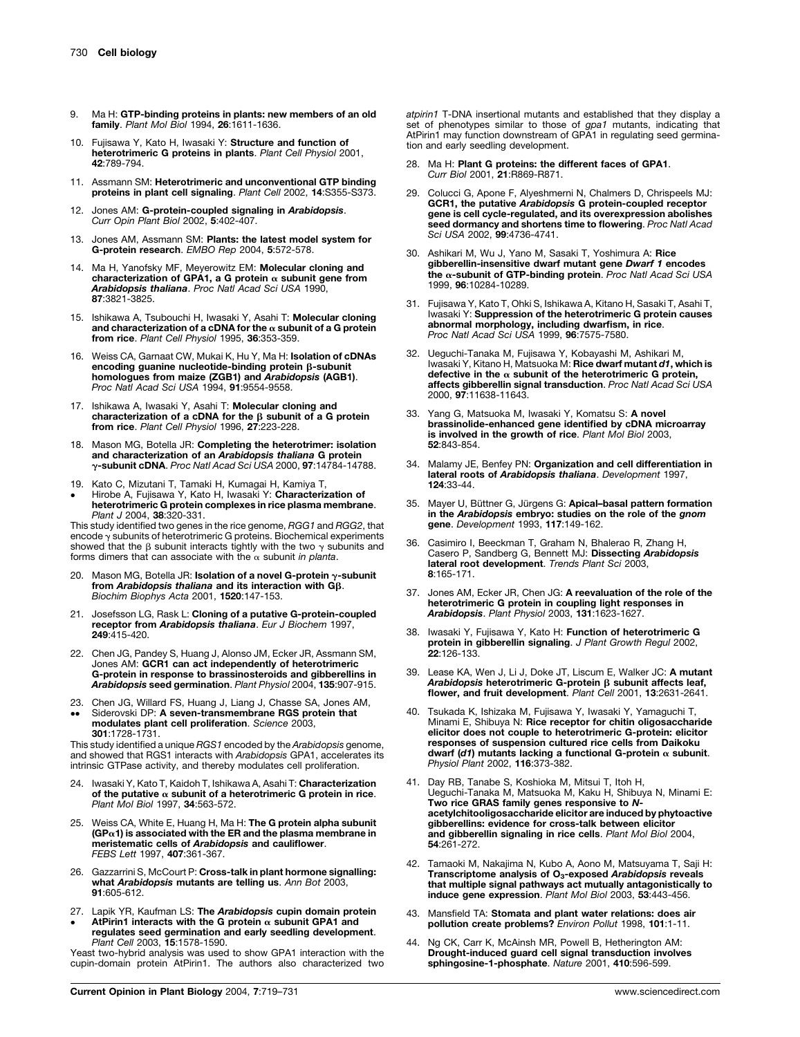9. Ma H: **GTP-binding proteins in plants: new members of an old family**. *Plant Mol Biol* 1994, **26**:1611-1636.

10. Fujisawa Y, Kato H, Iwasaki Y: **Structure and function of heterotrimeric G proteins in plants**. *Plant Cell Physiol* 2001, **42**:789-794.

11. Assmann SM: **Heterotrimeric and unconventional GTP binding proteins in plant cell signaling**. *Plant Cell* 2002, **14**:S355-S373.

12. Jones AM: **G-protein-coupled signaling in *Arabidopsis***. *Curr Opin Plant Biol* 2002, **5**:402-407.

13. Jones AM, Assmann SM: **Plants: the latest model system for G-protein research**. *EMBO Rep* 2004, **5**:572-578.

14. Ma H, Yanofsky MF, Meyerowitz EM: **Molecular cloning and characterization of GPA1, a G protein α subunit gene from *Arabidopsis thaliana***. *Proc Natl Acad Sci USA* 1990, **87**:3821-3825.

15. Ishikawa A, Tsubouchi H, Iwasaki Y, Asahi T: **Molecular cloning and characterization of a cDNA for the α subunit of a G protein from rice**. *Plant Cell Physiol* 1995, **36**:353-359.

16. Weiss CA, Garnaat CW, Mukai K, Hu Y, Ma H: **Isolation of cDNAs encoding guanine nucleotide-binding protein β-subunit homologues from maize (ZGB1) and *Arabidopsis* (AGB1)**. *Proc Natl Acad Sci USA* 1994, **91**:9554-9558.

17. Ishikawa A, Iwasaki Y, Asahi T: **Molecular cloning and characterization of a cDNA for the β subunit of a G protein from rice**. *Plant Cell Physiol* 1996, **27**:223-228.

18. Mason MG, Botella JR: **Completing the heterotrimer: isolation and characterization of an *Arabidopsis thaliana* G protein γ-subunit cDNA**. *Proc Natl Acad Sci USA* 2000, **97**:14784-14788.

19. • Kato C, Mizutani T, Tamaki H, Kumagai H, Kamiya T, Hirobe A, Fujisawa Y, Kato H, Iwasaki Y: **Characterization of heterotrimeric G protein complexes in rice plasma membrane**. *Plant J* 2004, **38**:320-331.

This study identified two genes in the rice genome, *RGG1* and *RGG2*, that encode γ subunits of heterotrimeric G proteins. Biochemical experiments showed that the β subunit interacts tightly with the two γ subunits and forms dimers that can associate with the α subunit *in planta*.

20. Mason MG, Botella JR: **Isolation of a novel G-protein γ-subunit from *Arabidopsis thaliana* and its interaction with Gβ**. *Biochim Biophys Acta* 2001, **1520**:147-153.

21. Josefsson LG, Rask L: **Cloning of a putative G-protein-coupled receptor from *Arabidopsis thaliana***. *Eur J Biochem* 1997, **249**:415-420.

22. Chen JG, Pandey S, Huang J, Alonso JM, Ecker JR, Assmann SM, Jones AM: **GCR1 can act independently of heterotrimeric G-protein in response to brassinosteroids and gibberellins in *Arabidopsis* seed germination**. *Plant Physiol* 2004, **135**:907-915.

23. •• Chen JG, Willard FS, Huang J, Liang J, Chasse SA, Jones AM, Siderovski DP: **A seven-transmembrane RGS protein that modulates plant cell proliferation**. *Science* 2003, **301**:1728-1731.

This study identified a unique *RGS1* encoded by the *Arabidopsis* genome, and showed that RGS1 interacts with *Arabidopsis* GPA1, accelerates its intrinsic GTPase activity, and thereby modulates cell proliferation.

24. Iwasaki Y, Kato T, Kaidoh T, Ishikawa A, Asahi T: **Characterization of the putative α subunit of a heterotrimeric G protein in rice**. *Plant Mol Biol* 1997, **34**:563-572.

25. Weiss CA, White E, Huang H, Ma H: **The G protein alpha subunit (GPα1) is associated with the ER and the plasma membrane in meristematic cells of *Arabidopsis* and cauliflower**. *FEBS Lett* 1997, **407**:361-367.

26. Gazzarrini S, McCourt P: **Cross-talk in plant hormone signalling: what *Arabidopsis* mutants are telling us**. *Ann Bot* 2003, **91**:605-612.

27. • Lapik YR, Kaufman LS: **The *Arabidopsis* cupin domain protein AtPirin1 interacts with the G protein α subunit GPA1 and regulates seed germination and early seedling development**. *Plant Cell* 2003, **15**:1578-1590.

Yeast two-hybrid analysis was used to show GPA1 interaction with the cupin-domain protein AtPirin1. The authors also characterized two *atpirin1* T-DNA insertional mutants and established that they display a set of phenotypes similar to those of *gpa1* mutants, indicating that AtPirin1 may function downstream of GPA1 in regulating seed germination and early seedling development.

28. Ma H: **Plant G proteins: the different faces of GPA1**. *Curr Biol* 2001, **21**:R869-R871.

29. Colucci G, Apone F, Alyeshmerni N, Chalmers D, Chrispeels MJ: **GCR1, the putative *Arabidopsis* G protein-coupled receptor gene is cell cycle-regulated, and its overexpression abolishes seed dormancy and shortens time to flowering**. *Proc Natl Acad Sci USA* 2002, **99**:4736-4741.

30. Ashikari M, Wu J, Yano M, Sasaki T, Yoshimura A: **Rice gibberellin-insensitive dwarf mutant gene *Dwarf 1* encodes the α-subunit of GTP-binding protein**. *Proc Natl Acad Sci USA* 1999, **96**:10284-10289.

31. Fujisawa Y, Kato T, Ohki S, Ishikawa A, Kitano H, Sasaki T, Asahi T, Iwasaki Y: **Suppression of the heterotrimeric G protein causes abnormal morphology, including dwarfism, in rice**. *Proc Natl Acad Sci USA* 1999, **96**:7575-7580.

32. Ueguchi-Tanaka M, Fujisawa Y, Kobayashi M, Ashikari M, Iwasaki Y, Kitano H, Matsuoka M: **Rice dwarf mutant *d1*, which is defective in the α subunit of the heterotrimeric G protein, affects gibberellin signal transduction**. *Proc Natl Acad Sci USA* 2000, **97**:11638-11643.

33. Yang G, Matsuoka M, Iwasaki Y, Komatsu S: **A novel brassinolide-enhanced gene identified by cDNA microarray is involved in the growth of rice**. *Plant Mol Biol* 2003, **52**:843-854.

34. Malamy JE, Benfey PN: **Organization and cell differentiation in lateral roots of *Arabidopsis thaliana***. *Development* 1997, **124**:33-44.

35. Mayer U, Büttner G, Jürgens G: **Apical–basal pattern formation in the *Arabidopsis* embryo: studies on the role of the *gnom* gene**. *Development* 1993, **117**:149-162.

36. Casimiro I, Beeckman T, Graham N, Bhalerao R, Zhang H, Casero P, Sandberg G, Bennett MJ: **Dissecting *Arabidopsis* lateral root development**. *Trends Plant Sci* 2003, **8**:165-171.

37. Jones AM, Ecker JR, Chen JG: **A reevaluation of the role of the heterotrimeric G protein in coupling light responses in *Arabidopsis***. *Plant Physiol* 2003, **131**:1623-1627.

38. Iwasaki Y, Fujisawa Y, Kato H: **Function of heterotrimeric G protein in gibberellin signaling**. *J Plant Growth Regul* 2002, **22**:126-133.

39. Lease KA, Wen J, Li J, Doke JT, Liscum E, Walker JC: **A mutant *Arabidopsis* heterotrimeric G-protein β subunit affects leaf, flower, and fruit development**. *Plant Cell* 2001, **13**:2631-2641.

40. Tsukada K, Ishizaka M, Fujisawa Y, Iwasaki Y, Yamaguchi T, Minami E, Shibuya N: **Rice receptor for chitin oligosaccharide elicitor does not couple to heterotrimeric G-protein: elicitor responses of suspension cultured rice cells from Daikoku dwarf (*d1*) mutants lacking a functional G-protein α subunit**. *Physiol Plant* 2002, **116**:373-382.

41. Day RB, Tanabe S, Koshioka M, Mitsui T, Itoh H, Ueguchi-Tanaka M, Matsuoka M, Kaku H, Shibuya N, Minami E: **Two rice GRAS family genes responsive to *N*-acetylchitooligosaccharide elicitor are induced by phytoactive gibberellins: evidence for cross-talk between elicitor and gibberellin signaling in rice cells**. *Plant Mol Biol* 2004, **54**:261-272.

42. Tamaoki M, Nakajima N, Kubo A, Aono M, Matsuyama T, Saji H: **Transcriptome analysis of $O_3$-exposed *Arabidopsis* reveals that multiple signal pathways act mutually antagonistically to induce gene expression**. *Plant Mol Biol* 2003, **53**:443-456.

43. Mansfield TA: **Stomata and plant water relations: does air pollution create problems?** *Environ Pollut* 1998, **101**:1-11.

44. Ng CK, Carr K, McAinsh MR, Powell B, Hetherington AM: **Drought-induced guard cell signal transduction involves sphingosine-1-phosphate**. *Nature* 2001, **410**:596-599.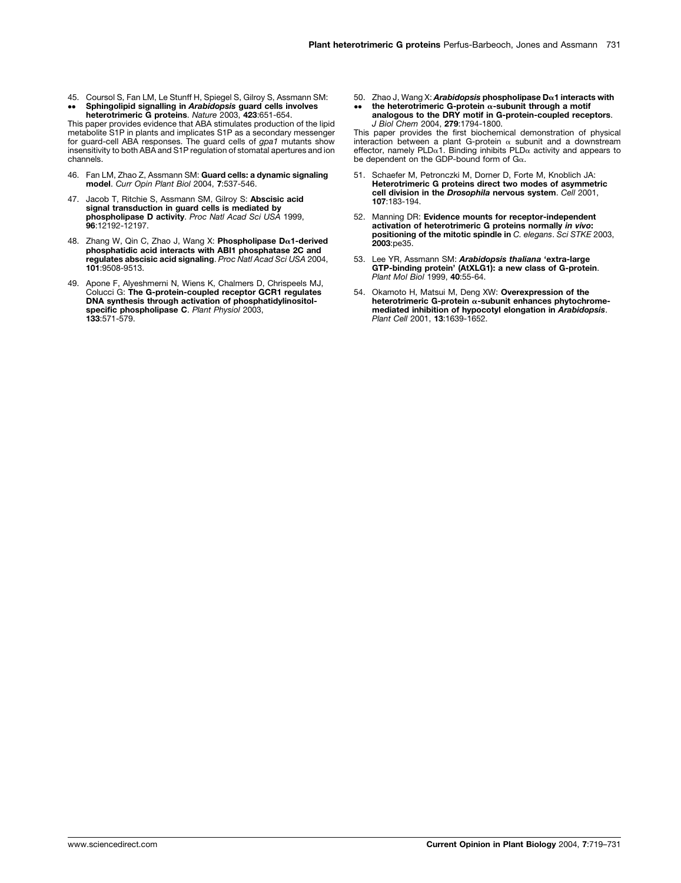45. Coursol S, Fan LM, Le Stunff H, Spiegel S, Gilroy S, Assmann SM:
•• **Sphingolipid signalling in *Arabidopsis* guard cells involves heterotrimeric G proteins**. *Nature* 2003, **423**:651-654.

This paper provides evidence that ABA stimulates production of the lipid metabolite S1P in plants and implicates S1P as a secondary messenger for guard-cell ABA responses. The guard cells of *gpa1* mutants show insensitivity to both ABA and S1P regulation of stomatal apertures and ion channels.

46. Fan LM, Zhao Z, Assmann SM: **Guard cells: a dynamic signaling model**. *Curr Opin Plant Biol* 2004, **7**:537-546.

47. Jacob T, Ritchie S, Assmann SM, Gilroy S: **Abscisic acid signal transduction in guard cells is mediated by phospholipase D activity**. *Proc Natl Acad Sci USA* 1999, **96**:12192-12197.

48. Zhang W, Qin C, Zhao J, Wang X: **Phospholipase Dα1-derived phosphatidic acid interacts with ABI1 phosphatase 2C and regulates abscisic acid signaling**. *Proc Natl Acad Sci USA* 2004, **101**:9508-9513.

49. Apone F, Alyeshmerni N, Wiens K, Chalmers D, Chrispeels MJ, Colucci G: **The G-protein-coupled receptor GCR1 regulates DNA synthesis through activation of phosphatidylinositol-specific phospholipase C**. *Plant Physiol* 2003, **133**:571-579.

50. Zhao J, Wang X: ***Arabidopsis* phospholipase Dα1 interacts with**
•• **the heterotrimeric G-protein α-subunit through a motif analogous to the DRY motif in G-protein-coupled receptors**. *J Biol Chem* 2004, **279**:1794-1800.

This paper provides the first biochemical demonstration of physical interaction between a plant G-protein α subunit and a downstream effector, namely PLDα1. Binding inhibits PLDα activity and appears to be dependent on the GDP-bound form of Gα.

51. Schaefer M, Petronczki M, Dorner D, Forte M, Knoblich JA: **Heterotrimeric G proteins direct two modes of asymmetric cell division in the *Drosophila* nervous system**. *Cell* 2001, **107**:183-194.

52. Manning DR: **Evidence mounts for receptor-independent activation of heterotrimeric G proteins normally *in vivo*: positioning of the mitotic spindle in** *C. elegans*. *Sci STKE* 2003, **2003**:pe35.

53. Lee YR, Assmann SM: ***Arabidopsis thaliana* 'extra-large GTP-binding protein' (AtXLG1): a new class of G-protein**. *Plant Mol Biol* 1999, **40**:55-64.

54. Okamoto H, Matsui M, Deng XW: **Overexpression of the heterotrimeric G-protein α-subunit enhances phytochrome-mediated inhibition of hypocotyl elongation in *Arabidopsis***. *Plant Cell* 2001, **13**:1639-1652.